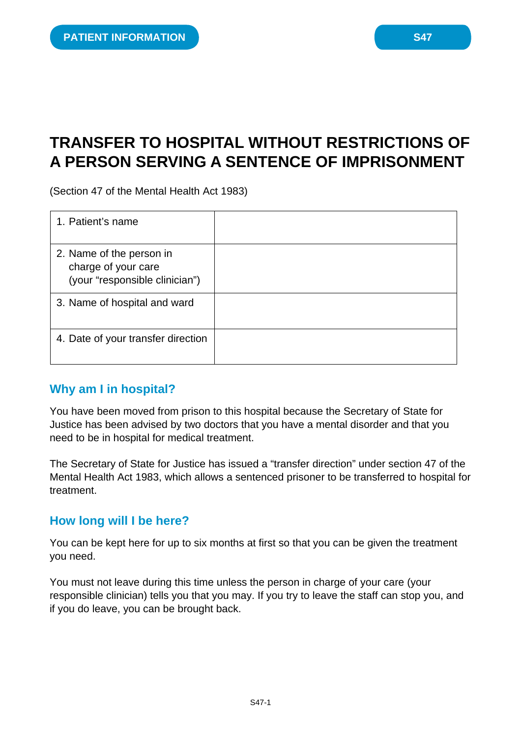PATIENT INFORMATION

S47

# TRANSFER TO HOSPITAL WITHOUT RESTRICTIONS OF A PERSON SERVING A SENTENCE OF IMPRISONMENT

(Section 47 of the Mental Health Act 1983)

| | |
|---|---|
| 1. Patient's name | |
| 2. Name of the person in charge of your care (your "responsible clinician") | |
| 3. Name of hospital and ward | |
| 4. Date of your transfer direction | |

## Why am I in hospital?

You have been moved from prison to this hospital because the Secretary of State for Justice has been advised by two doctors that you have a mental disorder and that you need to be in hospital for medical treatment.

The Secretary of State for Justice has issued a "transfer direction" under section 47 of the Mental Health Act 1983, which allows a sentenced prisoner to be transferred to hospital for treatment.

## How long will I be here?

You can be kept here for up to six months at first so that you can be given the treatment you need.

You must not leave during this time unless the person in charge of your care (your responsible clinician) tells you that you may. If you try to leave the staff can stop you, and if you do leave, you can be brought back.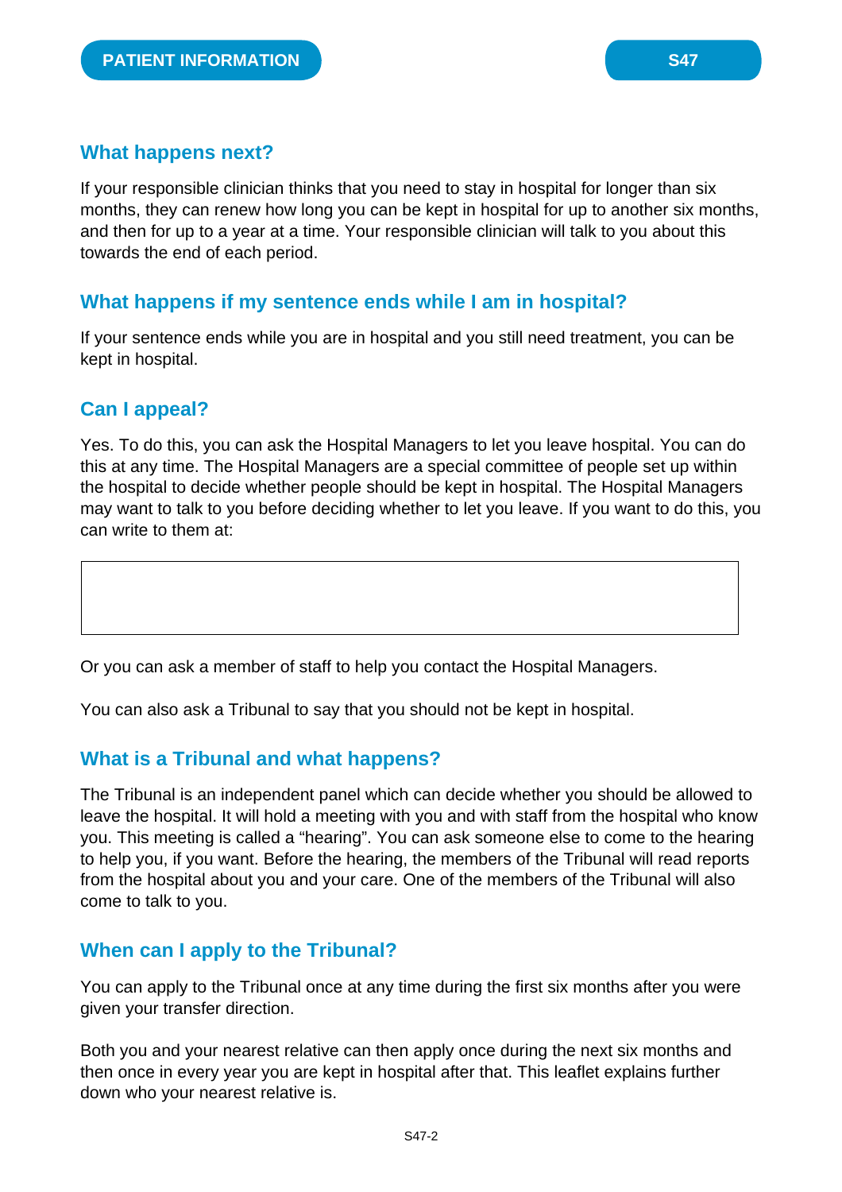## What happens next?

If your responsible clinician thinks that you need to stay in hospital for longer than six months, they can renew how long you can be kept in hospital for up to another six months, and then for up to a year at a time. Your responsible clinician will talk to you about this towards the end of each period.

## What happens if my sentence ends while I am in hospital?

If your sentence ends while you are in hospital and you still need treatment, you can be kept in hospital.

## Can I appeal?

Yes. To do this, you can ask the Hospital Managers to let you leave hospital. You can do this at any time. The Hospital Managers are a special committee of people set up within the hospital to decide whether people should be kept in hospital. The Hospital Managers may want to talk to you before deciding whether to let you leave. If you want to do this, you can write to them at:

Or you can ask a member of staff to help you contact the Hospital Managers.

You can also ask a Tribunal to say that you should not be kept in hospital.

## What is a Tribunal and what happens?

The Tribunal is an independent panel which can decide whether you should be allowed to leave the hospital. It will hold a meeting with you and with staff from the hospital who know you. This meeting is called a "hearing". You can ask someone else to come to the hearing to help you, if you want. Before the hearing, the members of the Tribunal will read reports from the hospital about you and your care. One of the members of the Tribunal will also come to talk to you.

## When can I apply to the Tribunal?

You can apply to the Tribunal once at any time during the first six months after you were given your transfer direction.

Both you and your nearest relative can then apply once during the next six months and then once in every year you are kept in hospital after that. This leaflet explains further down who your nearest relative is.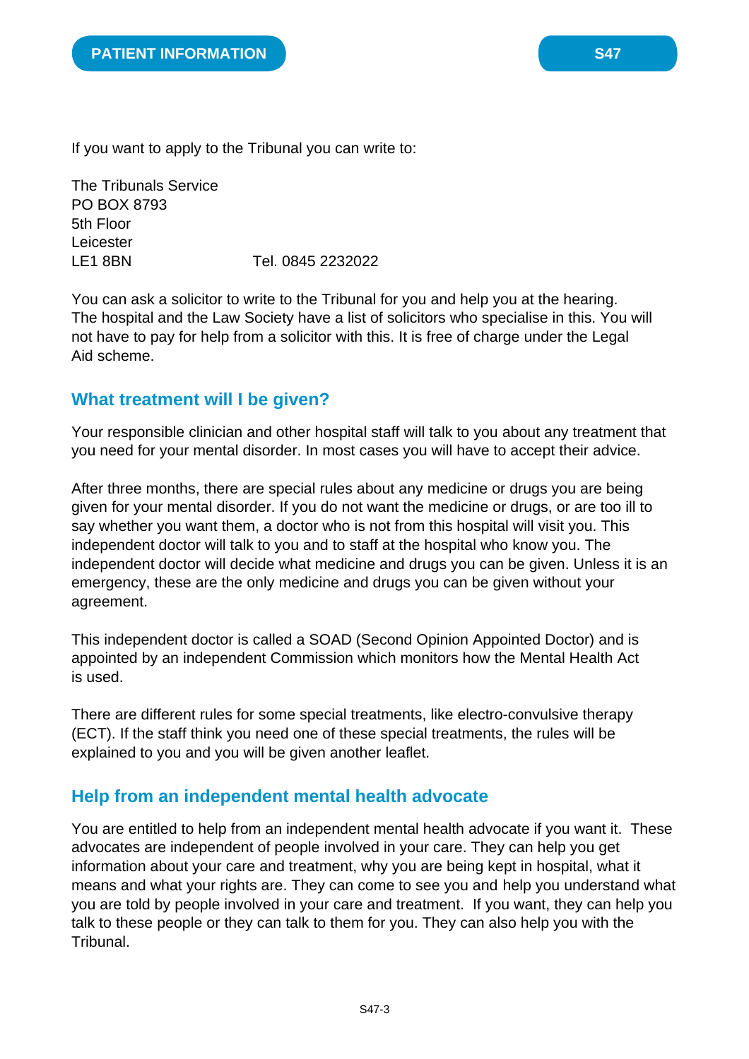If you want to apply to the Tribunal you can write to:

The Tribunals Service
PO BOX 8793
5th Floor
Leicester
LE1 8BN    Tel. 0845 2232022

You can ask a solicitor to write to the Tribunal for you and help you at the hearing. The hospital and the Law Society have a list of solicitors who specialise in this. You will not have to pay for help from a solicitor with this. It is free of charge under the Legal Aid scheme.

## What treatment will I be given?

Your responsible clinician and other hospital staff will talk to you about any treatment that you need for your mental disorder. In most cases you will have to accept their advice.

After three months, there are special rules about any medicine or drugs you are being given for your mental disorder. If you do not want the medicine or drugs, or are too ill to say whether you want them, a doctor who is not from this hospital will visit you. This independent doctor will talk to you and to staff at the hospital who know you. The independent doctor will decide what medicine and drugs you can be given. Unless it is an emergency, these are the only medicine and drugs you can be given without your agreement.

This independent doctor is called a SOAD (Second Opinion Appointed Doctor) and is appointed by an independent Commission which monitors how the Mental Health Act is used.

There are different rules for some special treatments, like electro-convulsive therapy (ECT). If the staff think you need one of these special treatments, the rules will be explained to you and you will be given another leaflet.

## Help from an independent mental health advocate

You are entitled to help from an independent mental health advocate if you want it. These advocates are independent of people involved in your care. They can help you get information about your care and treatment, why you are being kept in hospital, what it means and what your rights are. They can come to see you and help you understand what you are told by people involved in your care and treatment. If you want, they can help you talk to these people or they can talk to them for you. They can also help you with the Tribunal.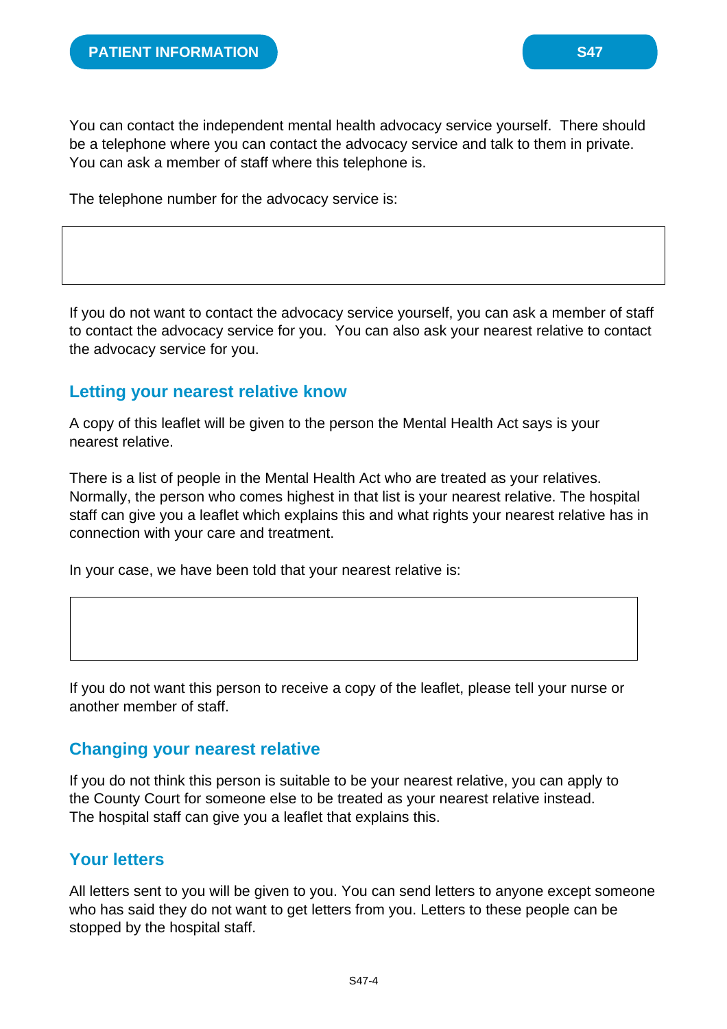You can contact the independent mental health advocacy service yourself. There should be a telephone where you can contact the advocacy service and talk to them in private. You can ask a member of staff where this telephone is.

The telephone number for the advocacy service is:

| |
|---|
| |

If you do not want to contact the advocacy service yourself, you can ask a member of staff to contact the advocacy service for you. You can also ask your nearest relative to contact the advocacy service for you.

## Letting your nearest relative know

A copy of this leaflet will be given to the person the Mental Health Act says is your nearest relative.

There is a list of people in the Mental Health Act who are treated as your relatives. Normally, the person who comes highest in that list is your nearest relative. The hospital staff can give you a leaflet which explains this and what rights your nearest relative has in connection with your care and treatment.

In your case, we have been told that your nearest relative is:

| |
|---|
| |

If you do not want this person to receive a copy of the leaflet, please tell your nurse or another member of staff.

## Changing your nearest relative

If you do not think this person is suitable to be your nearest relative, you can apply to the County Court for someone else to be treated as your nearest relative instead. The hospital staff can give you a leaflet that explains this.

## Your letters

All letters sent to you will be given to you. You can send letters to anyone except someone who has said they do not want to get letters from you. Letters to these people can be stopped by the hospital staff.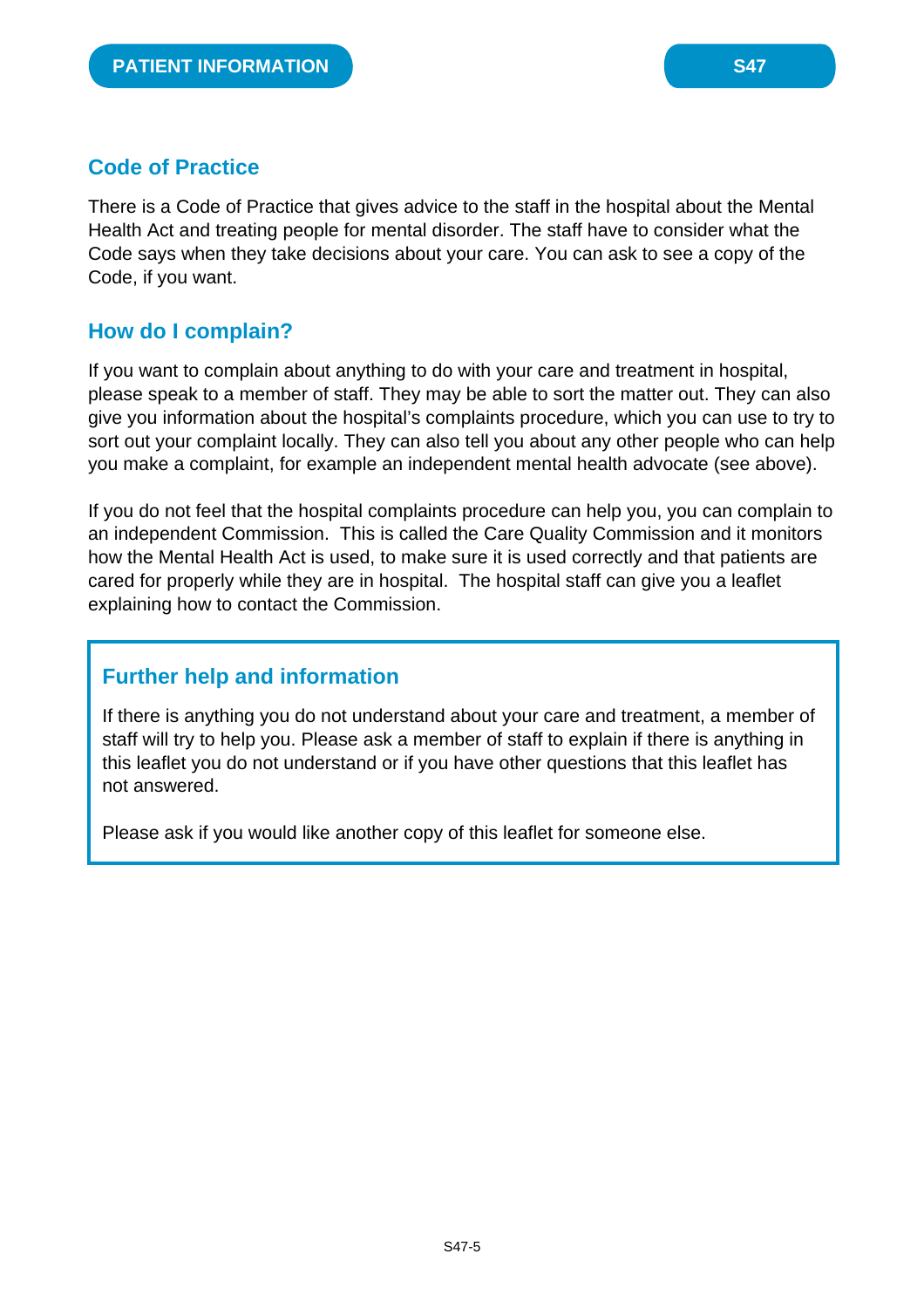## Code of Practice

There is a Code of Practice that gives advice to the staff in the hospital about the Mental Health Act and treating people for mental disorder. The staff have to consider what the Code says when they take decisions about your care. You can ask to see a copy of the Code, if you want.

## How do I complain?

If you want to complain about anything to do with your care and treatment in hospital, please speak to a member of staff. They may be able to sort the matter out. They can also give you information about the hospital's complaints procedure, which you can use to try to sort out your complaint locally. They can also tell you about any other people who can help you make a complaint, for example an independent mental health advocate (see above).

If you do not feel that the hospital complaints procedure can help you, you can complain to an independent Commission. This is called the Care Quality Commission and it monitors how the Mental Health Act is used, to make sure it is used correctly and that patients are cared for properly while they are in hospital. The hospital staff can give you a leaflet explaining how to contact the Commission.

## Further help and information

If there is anything you do not understand about your care and treatment, a member of staff will try to help you. Please ask a member of staff to explain if there is anything in this leaflet you do not understand or if you have other questions that this leaflet has not answered.

Please ask if you would like another copy of this leaflet for someone else.